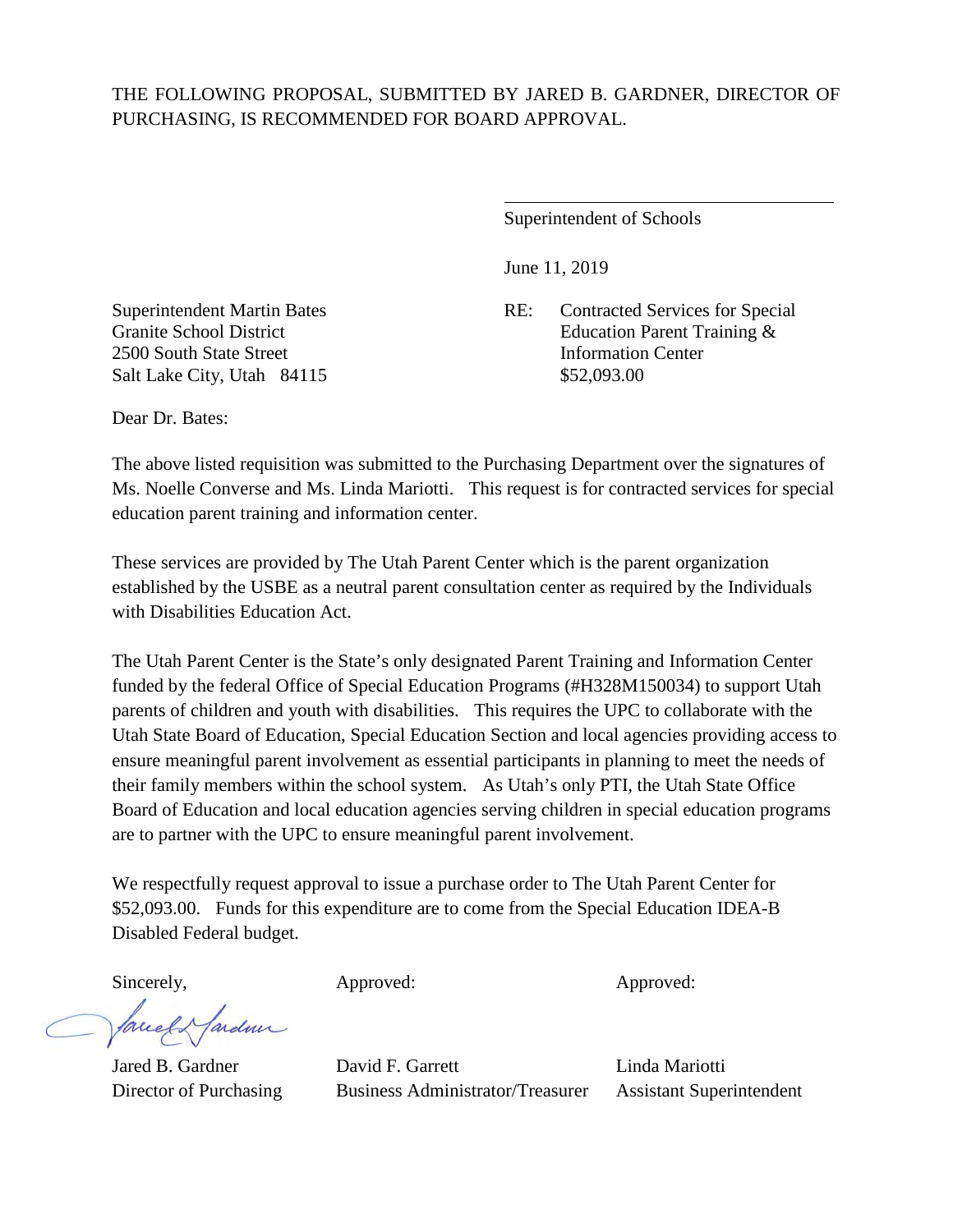THE FOLLOWING PROPOSAL, SUBMITTED BY JARED B. GARDNER, DIRECTOR OF PURCHASING, IS RECOMMENDED FOR BOARD APPROVAL.

\_\_\_\_\_\_\_\_\_\_\_\_\_\_\_\_\_\_\_\_\_\_\_\_\_\_\_\_\_\_\_\_\_\_\_\_

Superintendent of Schools

June 11, 2019

Superintendent Martin Bates
Granite School District
2500 South State Street
Salt Lake City, Utah 84115

RE: Contracted Services for Special Education Parent Training & Information Center
$52,093.00

Dear Dr. Bates:

The above listed requisition was submitted to the Purchasing Department over the signatures of Ms. Noelle Converse and Ms. Linda Mariotti. This request is for contracted services for special education parent training and information center.

These services are provided by The Utah Parent Center which is the parent organization established by the USBE as a neutral parent consultation center as required by the Individuals with Disabilities Education Act.

The Utah Parent Center is the State's only designated Parent Training and Information Center funded by the federal Office of Special Education Programs (#H328M150034) to support Utah parents of children and youth with disabilities. This requires the UPC to collaborate with the Utah State Board of Education, Special Education Section and local agencies providing access to ensure meaningful parent involvement as essential participants in planning to meet the needs of their family members within the school system. As Utah's only PTI, the Utah State Office Board of Education and local education agencies serving children in special education programs are to partner with the UPC to ensure meaningful parent involvement.

We respectfully request approval to issue a purchase order to The Utah Parent Center for $52,093.00. Funds for this expenditure are to come from the Special Education IDEA-B Disabled Federal budget.

| Sincerely, | Approved: | Approved: |
|---|---|---|
| Jared B. Gardner | David F. Garrett | Linda Mariotti |
| Director of Purchasing | Business Administrator/Treasurer | Assistant Superintendent |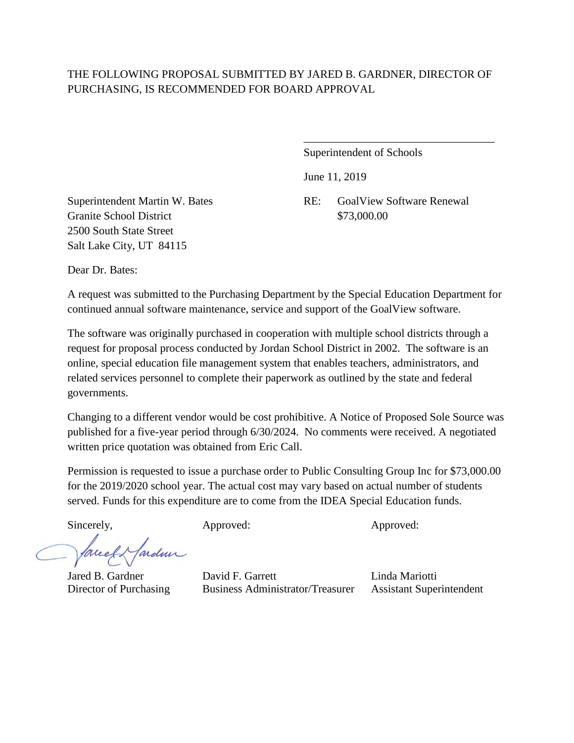THE FOLLOWING PROPOSAL SUBMITTED BY JARED B. GARDNER, DIRECTOR OF PURCHASING, IS RECOMMENDED FOR BOARD APPROVAL

\_\_\_\_\_\_\_\_\_\_\_\_\_\_\_\_\_\_\_\_\_\_\_\_\_\_\_\_\_\_\_\_\_\_

Superintendent of Schools

June 11, 2019

Superintendent Martin W. Bates
Granite School District
2500 South State Street
Salt Lake City, UT 84115

RE: GoalView Software Renewal
$73,000.00

Dear Dr. Bates:

A request was submitted to the Purchasing Department by the Special Education Department for continued annual software maintenance, service and support of the GoalView software.

The software was originally purchased in cooperation with multiple school districts through a request for proposal process conducted by Jordan School District in 2002. The software is an online, special education file management system that enables teachers, administrators, and related services personnel to complete their paperwork as outlined by the state and federal governments.

Changing to a different vendor would be cost prohibitive. A Notice of Proposed Sole Source was published for a five-year period through 6/30/2024. No comments were received. A negotiated written price quotation was obtained from Eric Call.

Permission is requested to issue a purchase order to Public Consulting Group Inc for $73,000.00 for the 2019/2020 school year. The actual cost may vary based on actual number of students served. Funds for this expenditure are to come from the IDEA Special Education funds.

| Sincerely, | Approved: | Approved: |
|---|---|---|
| Jared B. Gardner | David F. Garrett | Linda Mariotti |
| Director of Purchasing | Business Administrator/Treasurer | Assistant Superintendent |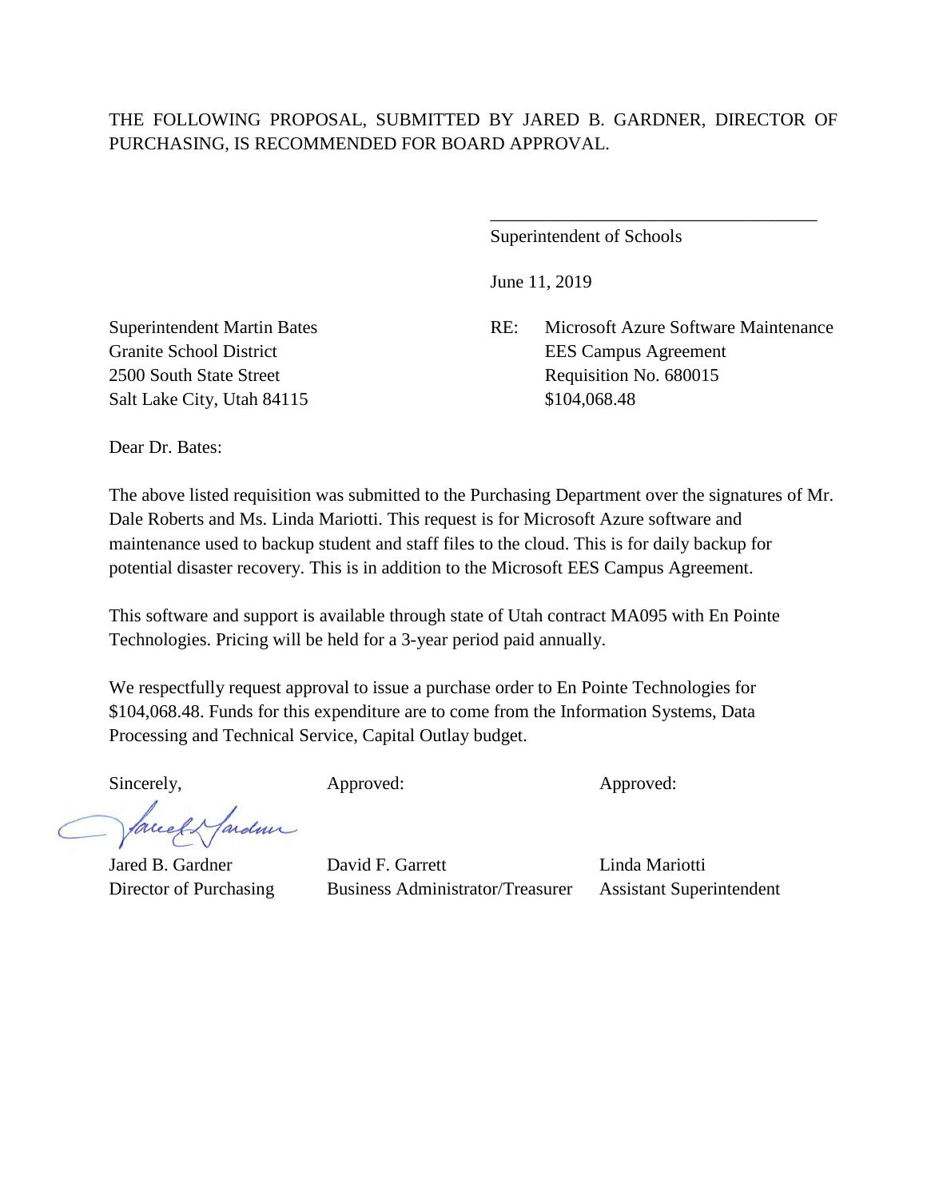THE FOLLOWING PROPOSAL, SUBMITTED BY JARED B. GARDNER, DIRECTOR OF PURCHASING, IS RECOMMENDED FOR BOARD APPROVAL.

\_\_\_\_\_\_\_\_\_\_\_\_\_\_\_\_\_\_\_\_\_\_\_\_\_\_\_\_\_\_\_\_\_\_\_\_

Superintendent of Schools

June 11, 2019

Superintendent Martin Bates
Granite School District
2500 South State Street
Salt Lake City, Utah 84115

RE: Microsoft Azure Software Maintenance
EES Campus Agreement
Requisition No. 680015
$104,068.48

Dear Dr. Bates:

The above listed requisition was submitted to the Purchasing Department over the signatures of Mr. Dale Roberts and Ms. Linda Mariotti. This request is for Microsoft Azure software and maintenance used to backup student and staff files to the cloud. This is for daily backup for potential disaster recovery. This is in addition to the Microsoft EES Campus Agreement.

This software and support is available through state of Utah contract MA095 with En Pointe Technologies. Pricing will be held for a 3-year period paid annually.

We respectfully request approval to issue a purchase order to En Pointe Technologies for $104,068.48. Funds for this expenditure are to come from the Information Systems, Data Processing and Technical Service, Capital Outlay budget.

| Sincerely, | Approved: | Approved: |
| --- | --- | --- |
| Jared B. Gardner | David F. Garrett | Linda Mariotti |
| Director of Purchasing | Business Administrator/Treasurer | Assistant Superintendent |